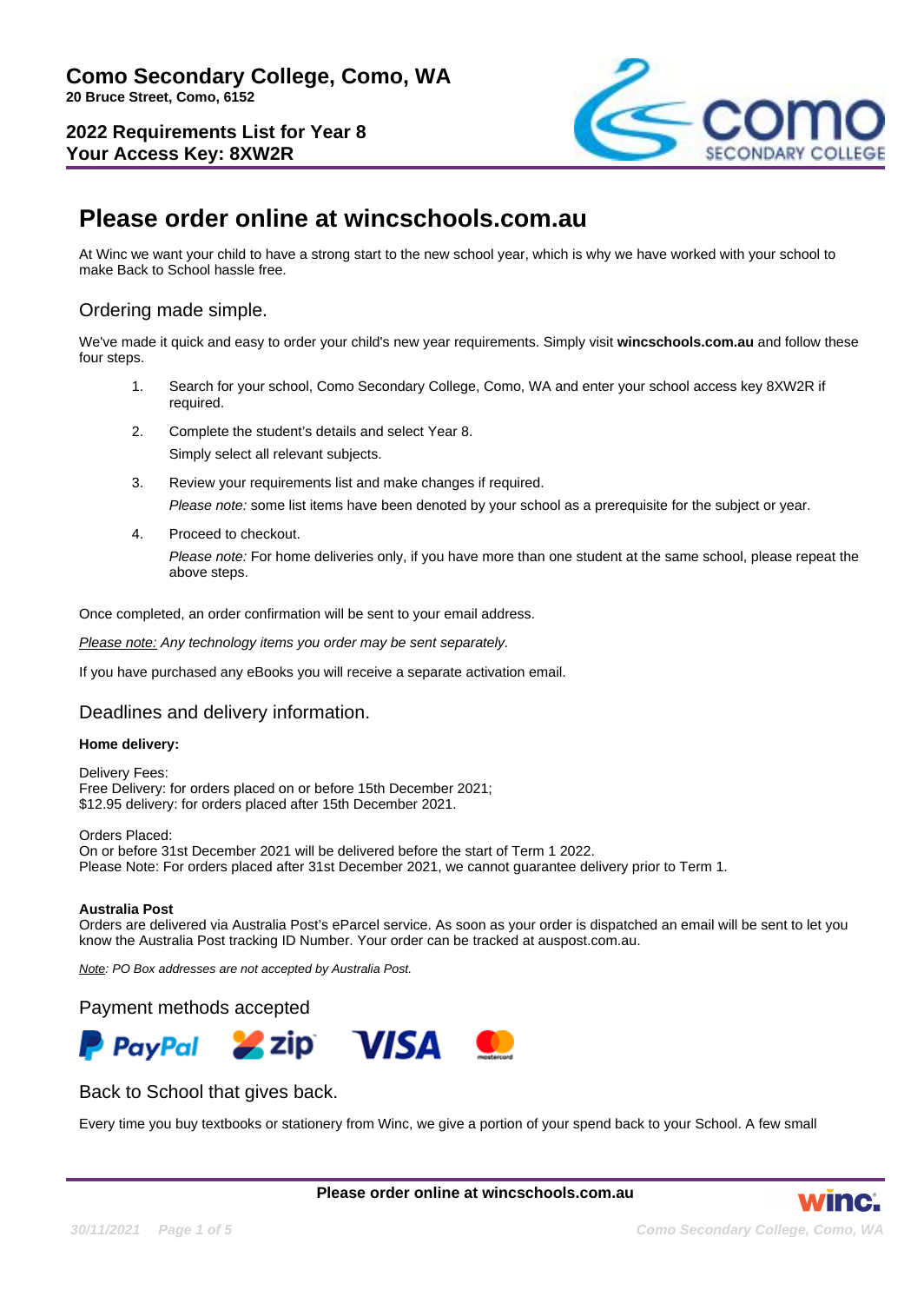**Como Secondary College, Como, WA**
**20 Bruce Street, Como, 6152**

**2022 Requirements List for Year 8**
**Your Access Key: 8XW2R**

# Please order online at wincschools.com.au

At Winc we want your child to have a strong start to the new school year, which is why we have worked with your school to make Back to School hassle free.

## Ordering made simple.

We've made it quick and easy to order your child's new year requirements. Simply visit **wincschools.com.au** and follow these four steps.

1. Search for your school, Como Secondary College, Como, WA and enter your school access key 8XW2R if required.
2. Complete the student's details and select Year 8.
   Simply select all relevant subjects.
3. Review your requirements list and make changes if required.
   *Please note:* some list items have been denoted by your school as a prerequisite for the subject or year.
4. Proceed to checkout.
   *Please note:* For home deliveries only, if you have more than one student at the same school, please repeat the above steps.

Once completed, an order confirmation will be sent to your email address.

*Please note: Any technology items you order may be sent separately.*

If you have purchased any eBooks you will receive a separate activation email.

## Deadlines and delivery information.

**Home delivery:**

Delivery Fees:
Free Delivery: for orders placed on or before 15th December 2021;
$12.95 delivery: for orders placed after 15th December 2021.

Orders Placed:
On or before 31st December 2021 will be delivered before the start of Term 1 2022.
Please Note: For orders placed after 31st December 2021, we cannot guarantee delivery prior to Term 1.

**Australia Post**
Orders are delivered via Australia Post's eParcel service. As soon as your order is dispatched an email will be sent to let you know the Australia Post tracking ID Number. Your order can be tracked at auspost.com.au.

*Note: PO Box addresses are not accepted by Australia Post.*

## Payment methods accepted

PayPal, zip, VISA, mastercard

## Back to School that gives back.

Every time you buy textbooks or stationery from Winc, we give a portion of your spend back to your School. A few small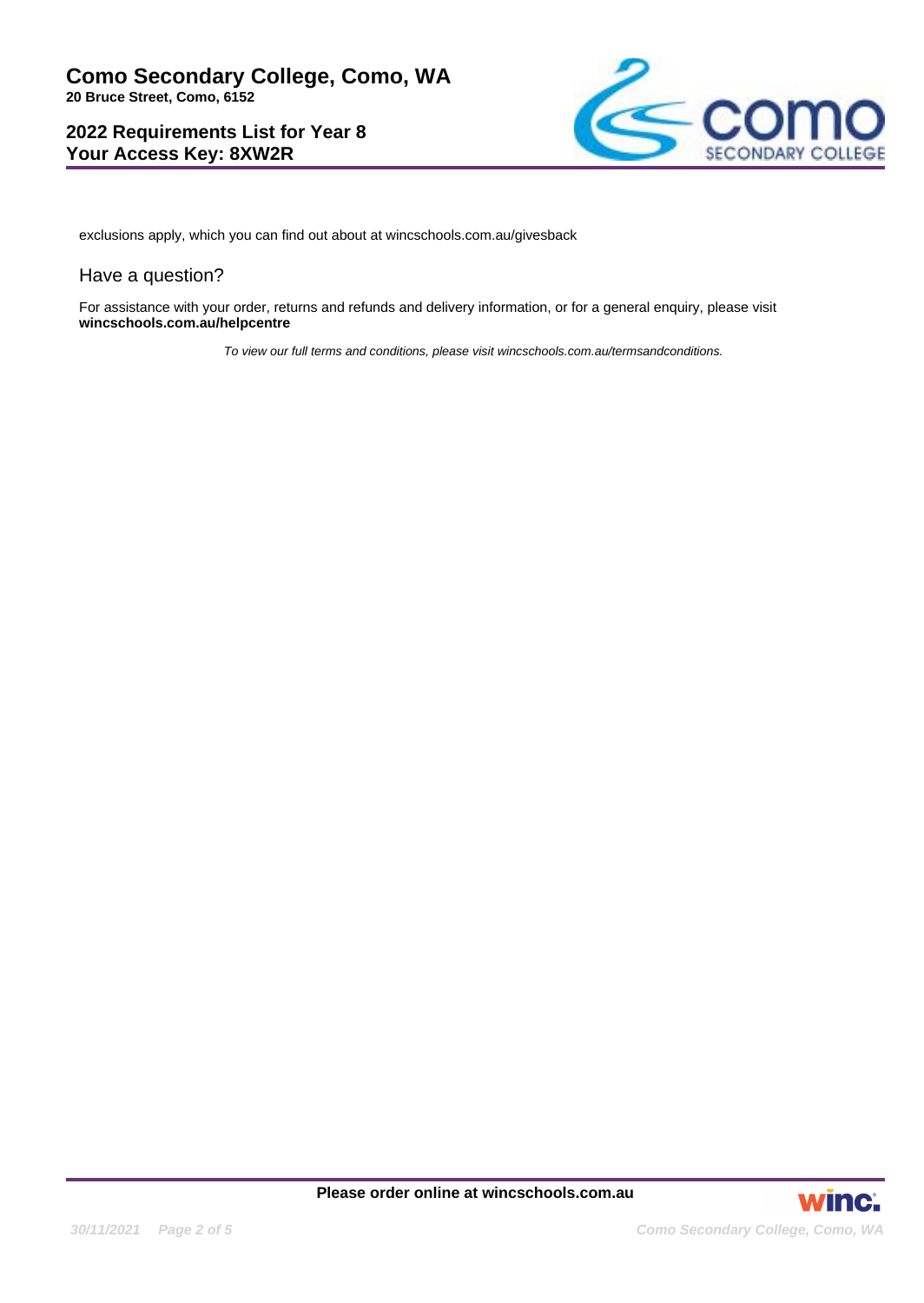exclusions apply, which you can find out about at wincschools.com.au/givesback

## Have a question?

For assistance with your order, returns and refunds and delivery information, or for a general enquiry, please visit **wincschools.com.au/helpcentre**

*To view our full terms and conditions, please visit wincschools.com.au/termsandconditions.*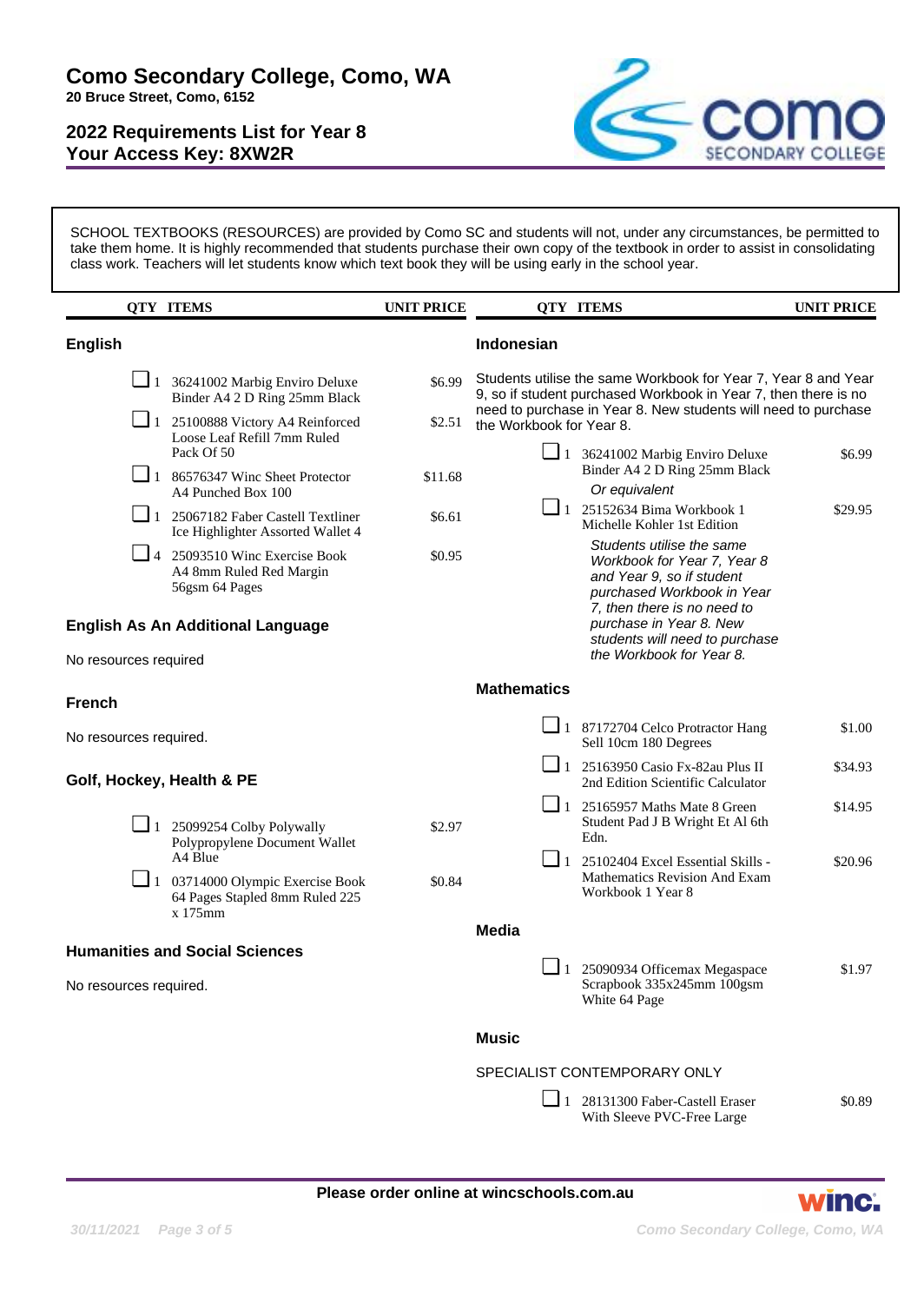# Como Secondary College, Como, WA

**20 Bruce Street, Como, 6152**

## 2022 Requirements List for Year 8
## Your Access Key: 8XW2R

SCHOOL TEXTBOOKS (RESOURCES) are provided by Como SC and students will not, under any circumstances, be permitted to take them home. It is highly recommended that students purchase their own copy of the textbook in order to assist in consolidating class work. Teachers will let students know which text book they will be using early in the school year.

### English

| QTY | ITEMS | UNIT PRICE |
|---|---|---|
| 1 | 36241002 Marbig Enviro Deluxe Binder A4 2 D Ring 25mm Black | $6.99 |
| 1 | 25100888 Victory A4 Reinforced Loose Leaf Refill 7mm Ruled Pack Of 50 | $2.51 |
| 1 | 86576347 Winc Sheet Protector A4 Punched Box 100 | $11.68 |
| 1 | 25067182 Faber Castell Textliner Ice Highlighter Assorted Wallet 4 | $6.61 |
| 4 | 25093510 Winc Exercise Book A4 8mm Ruled Red Margin 56gsm 64 Pages | $0.95 |

### English As An Additional Language

No resources required

### French

No resources required.

### Golf, Hockey, Health & PE

| QTY | ITEMS | UNIT PRICE |
|---|---|---|
| 1 | 25099254 Colby Polywally Polypropylene Document Wallet A4 Blue | $2.97 |
| 1 | 03714000 Olympic Exercise Book 64 Pages Stapled 8mm Ruled 225 x 175mm | $0.84 |

### Humanities and Social Sciences

No resources required.

### Indonesian

Students utilise the same Workbook for Year 7, Year 8 and Year 9, so if student purchased Workbook in Year 7, then there is no need to purchase in Year 8. New students will need to purchase the Workbook for Year 8.

| QTY | ITEMS | UNIT PRICE |
|---|---|---|
| 1 | 36241002 Marbig Enviro Deluxe Binder A4 2 D Ring 25mm Black<br>*Or equivalent* | $6.99 |
| 1 | 25152634 Bima Workbook 1 Michelle Kohler 1st Edition<br>*Students utilise the same Workbook for Year 7, Year 8 and Year 9, so if student purchased Workbook in Year 7, then there is no need to purchase in Year 8. New students will need to purchase the Workbook for Year 8.* | $29.95 |

### Mathematics

| QTY | ITEMS | UNIT PRICE |
|---|---|---|
| 1 | 87172704 Celco Protractor Hang Sell 10cm 180 Degrees | $1.00 |
| 1 | 25163950 Casio Fx-82au Plus II 2nd Edition Scientific Calculator | $34.93 |
| 1 | 25165957 Maths Mate 8 Green Student Pad J B Wright Et Al 6th Edn. | $14.95 |
| 1 | 25102404 Excel Essential Skills - Mathematics Revision And Exam Workbook 1 Year 8 | $20.96 |

### Media

| QTY | ITEMS | UNIT PRICE |
|---|---|---|
| 1 | 25090934 Officemax Megaspace Scrapbook 335x245mm 100gsm White 64 Page | $1.97 |

### Music

SPECIALIST CONTEMPORARY ONLY

| QTY | ITEMS | UNIT PRICE |
|---|---|---|
| 1 | 28131300 Faber-Castell Eraser With Sleeve PVC-Free Large | $0.89 |

**Please order online at wincschools.com.au**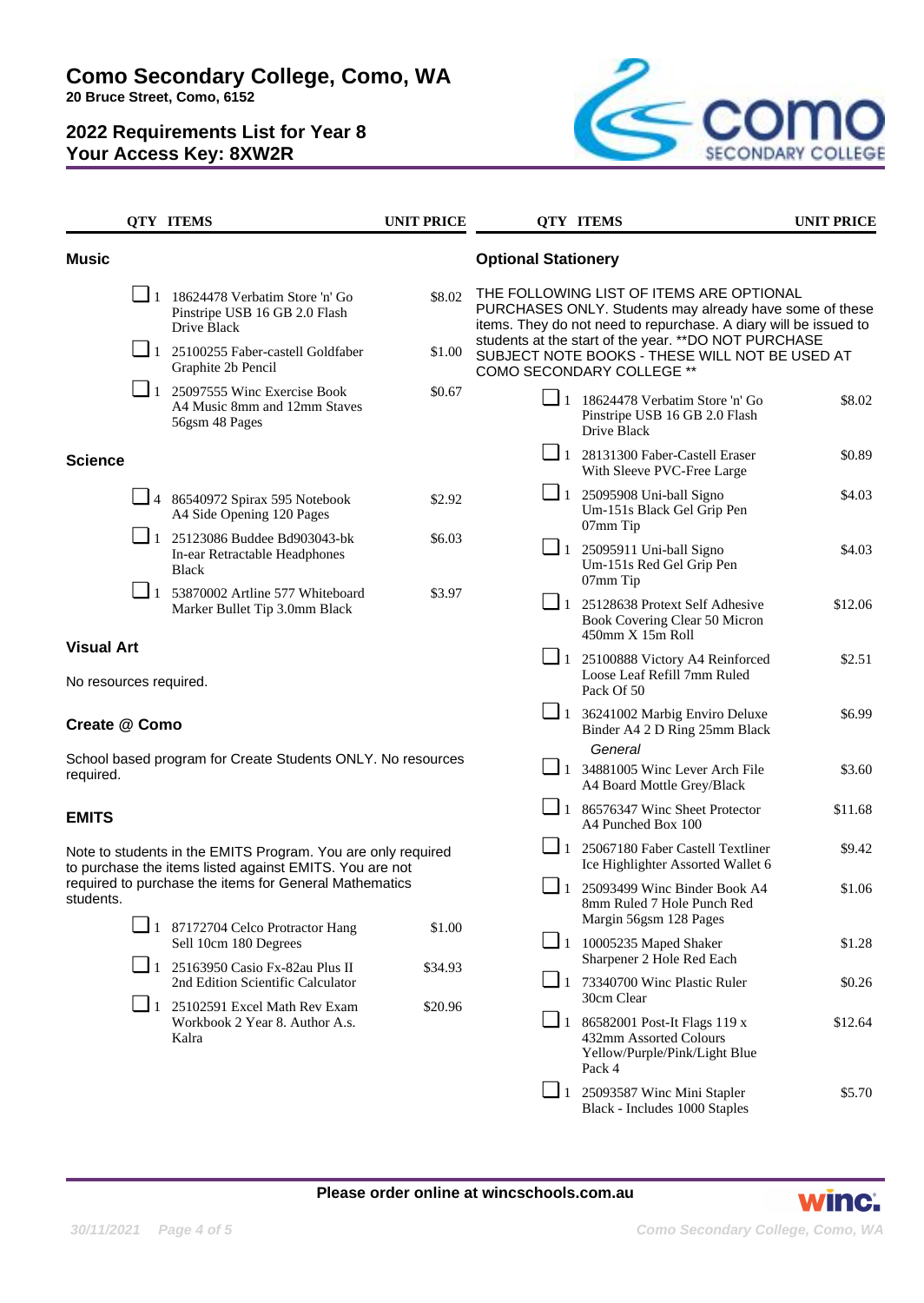# Como Secondary College, Como, WA

**20 Bruce Street, Como, 6152**

## 2022 Requirements List for Year 8
## Your Access Key: 8XW2R

### Music

| QTY | ITEMS | UNIT PRICE |
|---|---|---|
| 1 | 18624478 Verbatim Store 'n' Go Pinstripe USB 16 GB 2.0 Flash Drive Black | $8.02 |
| 1 | 25100255 Faber-castell Goldfaber Graphite 2b Pencil | $1.00 |
| 1 | 25097555 Winc Exercise Book A4 Music 8mm and 12mm Staves 56gsm 48 Pages | $0.67 |

### Science

| QTY | ITEMS | UNIT PRICE |
|---|---|---|
| 4 | 86540972 Spirax 595 Notebook A4 Side Opening 120 Pages | $2.92 |
| 1 | 25123086 Buddee Bd903043-bk In-ear Retractable Headphones Black | $6.03 |
| 1 | 53870002 Artline 577 Whiteboard Marker Bullet Tip 3.0mm Black | $3.97 |

### Visual Art

No resources required.

### Create @ Como

School based program for Create Students ONLY. No resources required.

### EMITS

Note to students in the EMITS Program. You are only required to purchase the items listed against EMITS. You are not required to purchase the items for General Mathematics students.

| QTY | ITEMS | UNIT PRICE |
|---|---|---|
| 1 | 87172704 Celco Protractor Hang Sell 10cm 180 Degrees | $1.00 |
| 1 | 25163950 Casio Fx-82au Plus II 2nd Edition Scientific Calculator | $34.93 |
| 1 | 25102591 Excel Math Rev Exam Workbook 2 Year 8. Author A.s. Kalra | $20.96 |

### Optional Stationery

THE FOLLOWING LIST OF ITEMS ARE OPTIONAL PURCHASES ONLY. Students may already have some of these items. They do not need to repurchase. A diary will be issued to students at the start of the year. **DO NOT PURCHASE SUBJECT NOTE BOOKS - THESE WILL NOT BE USED AT COMO SECONDARY COLLEGE **

| QTY | ITEMS | UNIT PRICE |
|---|---|---|
| 1 | 18624478 Verbatim Store 'n' Go Pinstripe USB 16 GB 2.0 Flash Drive Black | $8.02 |
| 1 | 28131300 Faber-Castell Eraser With Sleeve PVC-Free Large | $0.89 |
| 1 | 25095908 Uni-ball Signo Um-151s Black Gel Grip Pen 07mm Tip | $4.03 |
| 1 | 25095911 Uni-ball Signo Um-151s Red Gel Grip Pen 07mm Tip | $4.03 |
| 1 | 25128638 Protext Self Adhesive Book Covering Clear 50 Micron 450mm X 15m Roll | $12.06 |
| 1 | 25100888 Victory A4 Reinforced Loose Leaf Refill 7mm Ruled Pack Of 50 | $2.51 |
| 1 | 36241002 Marbig Enviro Deluxe Binder A4 2 D Ring 25mm Black | $6.99 |

*General*

| QTY | ITEMS | UNIT PRICE |
|---|---|---|
| 1 | 34881005 Winc Lever Arch File A4 Board Mottle Grey/Black | $3.60 |
| 1 | 86576347 Winc Sheet Protector A4 Punched Box 100 | $11.68 |
| 1 | 25067180 Faber Castell Textliner Ice Highlighter Assorted Wallet 6 | $9.42 |
| 1 | 25093499 Winc Binder Book A4 8mm Ruled 7 Hole Punch Red Margin 56gsm 128 Pages | $1.06 |
| 1 | 10005235 Maped Shaker Sharpener 2 Hole Red Each | $1.28 |
| 1 | 73340700 Winc Plastic Ruler 30cm Clear | $0.26 |
| 1 | 86582001 Post-It Flags 119 x 432mm Assorted Colours Yellow/Purple/Pink/Light Blue Pack 4 | $12.64 |
| 1 | 25093587 Winc Mini Stapler Black - Includes 1000 Staples | $5.70 |

**Please order online at wincschools.com.au**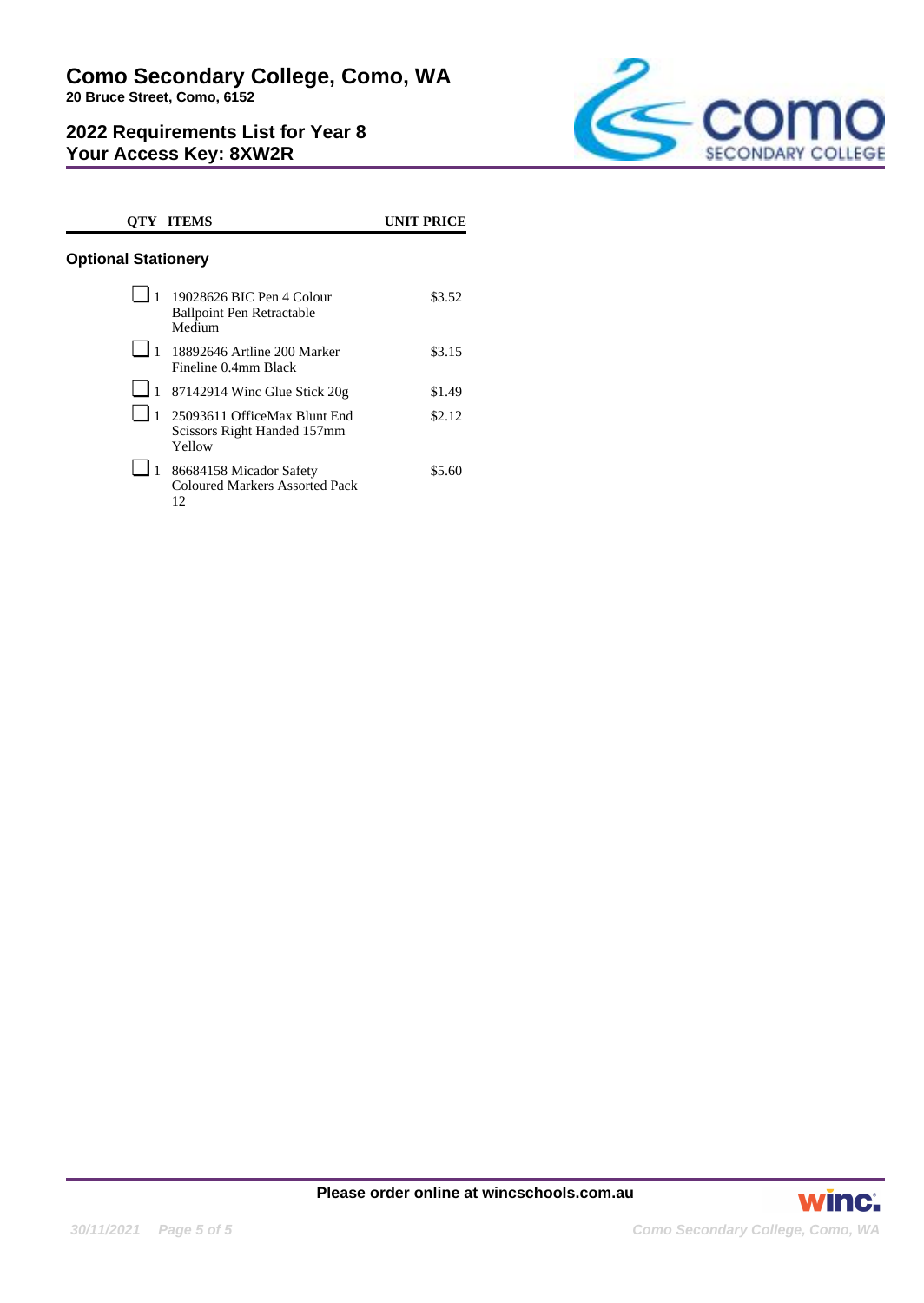# Como Secondary College, Como, WA

**20 Bruce Street, Como, 6152**

## 2022 Requirements List for Year 8
## Your Access Key: 8XW2R

| QTY | ITEMS | UNIT PRICE |
|---|---|---|
| **Optional Stationery** | | |
| ☐ 1 | 19028626 BIC Pen 4 Colour Ballpoint Pen Retractable Medium | $3.52 |
| ☐ 1 | 18892646 Artline 200 Marker Fineline 0.4mm Black | $3.15 |
| ☐ 1 | 87142914 Winc Glue Stick 20g | $1.49 |
| ☐ 1 | 25093611 OfficeMax Blunt End Scissors Right Handed 157mm Yellow | $2.12 |
| ☐ 1 | 86684158 Micador Safety Coloured Markers Assorted Pack 12 | $5.60 |

**Please order online at wincschools.com.au**